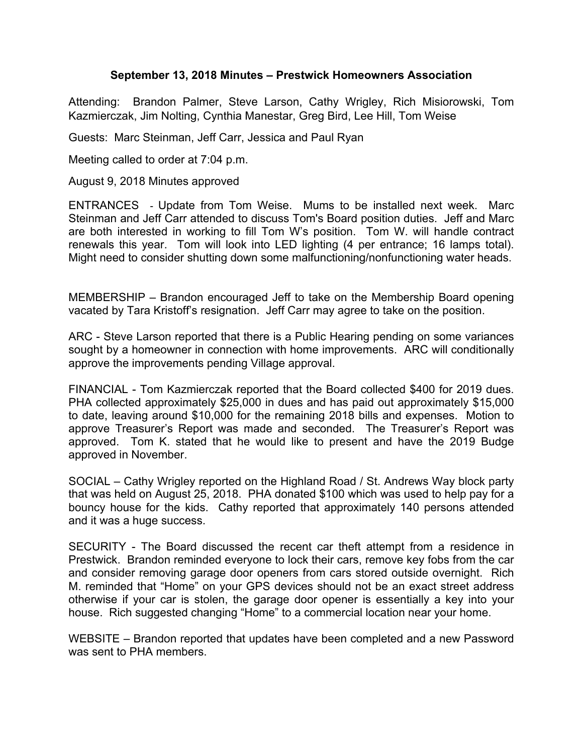**September 13, 2018 Minutes – Prestwick Homeowners Association**

Attending: Brandon Palmer, Steve Larson, Cathy Wrigley, Rich Misiorowski, Tom Kazmierczak, Jim Nolting, Cynthia Manestar, Greg Bird, Lee Hill, Tom Weise

Guests: Marc Steinman, Jeff Carr, Jessica and Paul Ryan

Meeting called to order at 7:04 p.m.

August 9, 2018 Minutes approved

ENTRANCES - Update from Tom Weise. Mums to be installed next week. Marc Steinman and Jeff Carr attended to discuss Tom's Board position duties. Jeff and Marc are both interested in working to fill Tom W's position. Tom W. will handle contract renewals this year. Tom will look into LED lighting (4 per entrance; 16 lamps total). Might need to consider shutting down some malfunctioning/nonfunctioning water heads.

MEMBERSHIP – Brandon encouraged Jeff to take on the Membership Board opening vacated by Tara Kristoff's resignation. Jeff Carr may agree to take on the position.

ARC - Steve Larson reported that there is a Public Hearing pending on some variances sought by a homeowner in connection with home improvements. ARC will conditionally approve the improvements pending Village approval.

FINANCIAL - Tom Kazmierczak reported that the Board collected $400 for 2019 dues. PHA collected approximately $25,000 in dues and has paid out approximately $15,000 to date, leaving around $10,000 for the remaining 2018 bills and expenses. Motion to approve Treasurer's Report was made and seconded. The Treasurer's Report was approved. Tom K. stated that he would like to present and have the 2019 Budge approved in November.

SOCIAL – Cathy Wrigley reported on the Highland Road / St. Andrews Way block party that was held on August 25, 2018. PHA donated $100 which was used to help pay for a bouncy house for the kids. Cathy reported that approximately 140 persons attended and it was a huge success.

SECURITY - The Board discussed the recent car theft attempt from a residence in Prestwick. Brandon reminded everyone to lock their cars, remove key fobs from the car and consider removing garage door openers from cars stored outside overnight. Rich M. reminded that "Home" on your GPS devices should not be an exact street address otherwise if your car is stolen, the garage door opener is essentially a key into your house. Rich suggested changing "Home" to a commercial location near your home.

WEBSITE – Brandon reported that updates have been completed and a new Password was sent to PHA members.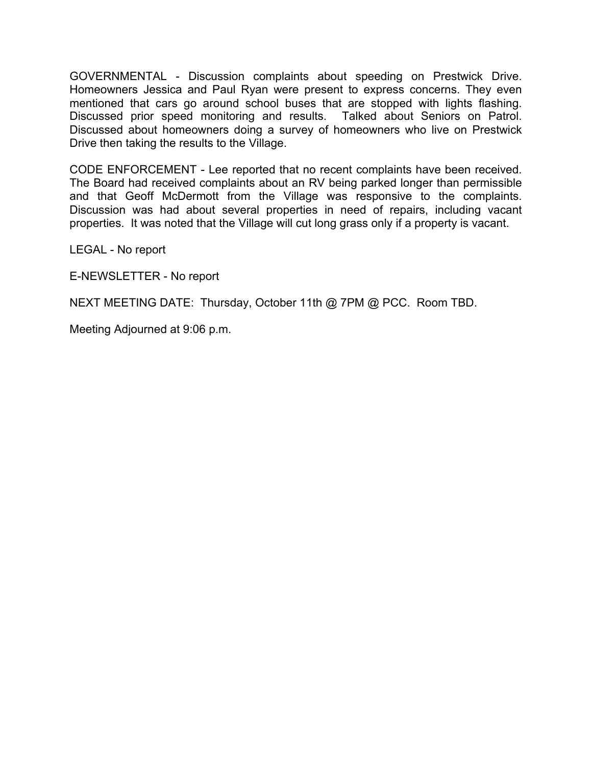GOVERNMENTAL - Discussion complaints about speeding on Prestwick Drive. Homeowners Jessica and Paul Ryan were present to express concerns. They even mentioned that cars go around school buses that are stopped with lights flashing. Discussed prior speed monitoring and results. Talked about Seniors on Patrol. Discussed about homeowners doing a survey of homeowners who live on Prestwick Drive then taking the results to the Village.

CODE ENFORCEMENT - Lee reported that no recent complaints have been received. The Board had received complaints about an RV being parked longer than permissible and that Geoff McDermott from the Village was responsive to the complaints. Discussion was had about several properties in need of repairs, including vacant properties. It was noted that the Village will cut long grass only if a property is vacant.

LEGAL - No report

E-NEWSLETTER - No report

NEXT MEETING DATE: Thursday, October 11th @ 7PM @ PCC. Room TBD.

Meeting Adjourned at 9:06 p.m.